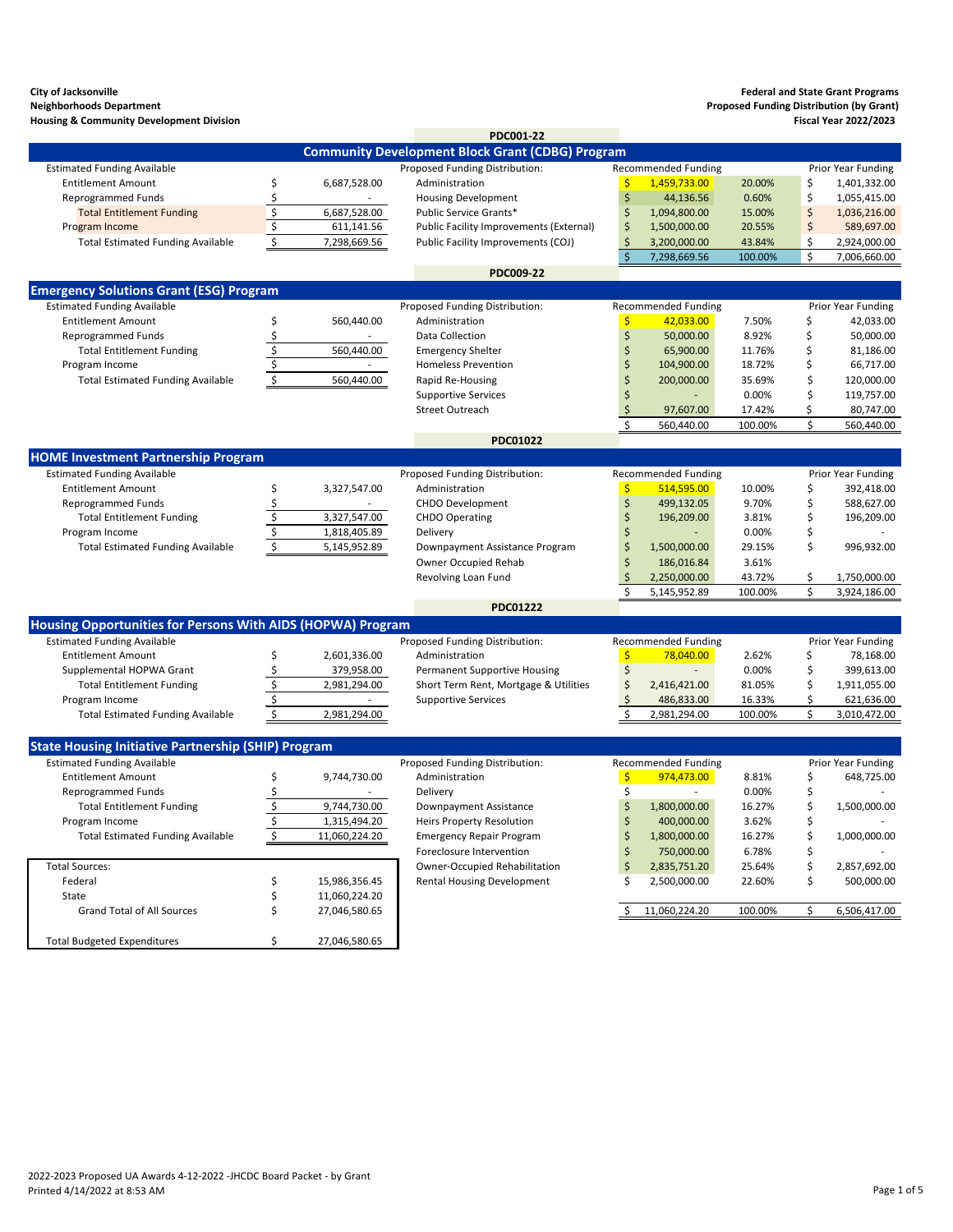**City of Jacksonville**
**Neighborhoods Department**
**Housing & Community Development Division**

**Federal and State Grant Programs**
**Proposed Funding Distribution (by Grant)**
**Fiscal Year 2022/2023**

**PDC001-22**

## Community Development Block Grant (CDBG) Program

| Estimated Funding Available | | Proposed Funding Distribution: | Recommended Funding | | Prior Year Funding |
|---|---|---|---|---|---|
| Entitlement Amount | $ 6,687,528.00 | Administration | $ 1,459,733.00 | 20.00% | $ 1,401,332.00 |
| Reprogrammed Funds | $ - | Housing Development | $ 44,136.56 | 0.60% | $ 1,055,415.00 |
| Total Entitlement Funding | $ 6,687,528.00 | Public Service Grants* | $ 1,094,800.00 | 15.00% | $ 1,036,216.00 |
| Program Income | $ 611,141.56 | Public Facility Improvements (External) | $ 1,500,000.00 | 20.55% | $ 589,697.00 |
| Total Estimated Funding Available | $ 7,298,669.56 | Public Facility Improvements (COJ) | $ 3,200,000.00 | 43.84% | $ 2,924,000.00 |
| | | | $ 7,298,669.56 | 100.00% | $ 7,006,660.00 |

**PDC009-22**

## Emergency Solutions Grant (ESG) Program

| Estimated Funding Available | | Proposed Funding Distribution: | Recommended Funding | | Prior Year Funding |
|---|---|---|---|---|---|
| Entitlement Amount | $ 560,440.00 | Administration | $ 42,033.00 | 7.50% | $ 42,033.00 |
| Reprogrammed Funds | $ - | Data Collection | $ 50,000.00 | 8.92% | $ 50,000.00 |
| Total Entitlement Funding | $ 560,440.00 | Emergency Shelter | $ 65,900.00 | 11.76% | $ 81,186.00 |
| Program Income | $ - | Homeless Prevention | $ 104,900.00 | 18.72% | $ 66,717.00 |
| Total Estimated Funding Available | $ 560,440.00 | Rapid Re-Housing | $ 200,000.00 | 35.69% | $ 120,000.00 |
| | | Supportive Services | $ - | 0.00% | $ 119,757.00 |
| | | Street Outreach | $ 97,607.00 | 17.42% | $ 80,747.00 |
| | | | $ 560,440.00 | 100.00% | $ 560,440.00 |

**PDC01022**

## HOME Investment Partnership Program

| Estimated Funding Available | | Proposed Funding Distribution: | Recommended Funding | | Prior Year Funding |
|---|---|---|---|---|---|
| Entitlement Amount | $ 3,327,547.00 | Administration | $ 514,595.00 | 10.00% | $ 392,418.00 |
| Reprogrammed Funds | $ - | CHDO Development | $ 499,132.05 | 9.70% | $ 588,627.00 |
| Total Entitlement Funding | $ 3,327,547.00 | CHDO Operating | $ 196,209.00 | 3.81% | $ 196,209.00 |
| Program Income | $ 1,818,405.89 | Delivery | $ - | 0.00% | $ - |
| Total Estimated Funding Available | $ 5,145,952.89 | Downpayment Assistance Program | $ 1,500,000.00 | 29.15% | $ 996,932.00 |
| | | Owner Occupied Rehab | $ 186,016.84 | 3.61% | |
| | | Revolving Loan Fund | $ 2,250,000.00 | 43.72% | $ 1,750,000.00 |
| | | | $ 5,145,952.89 | 100.00% | $ 3,924,186.00 |

**PDC01222**

## Housing Opportunities for Persons With AIDS (HOPWA) Program

| Estimated Funding Available | | Proposed Funding Distribution: | Recommended Funding | | Prior Year Funding |
|---|---|---|---|---|---|
| Entitlement Amount | $ 2,601,336.00 | Administration | $ 78,040.00 | 2.62% | $ 78,168.00 |
| Supplemental HOPWA Grant | $ 379,958.00 | Permanent Supportive Housing | $ - | 0.00% | $ 399,613.00 |
| Total Entitlement Funding | $ 2,981,294.00 | Short Term Rent, Mortgage & Utilities | $ 2,416,421.00 | 81.05% | $ 1,911,055.00 |
| Program Income | $ - | Supportive Services | $ 486,833.00 | 16.33% | $ 621,636.00 |
| Total Estimated Funding Available | $ 2,981,294.00 | | $ 2,981,294.00 | 100.00% | $ 3,010,472.00 |

## State Housing Initiative Partnership (SHIP) Program

| Estimated Funding Available | | Proposed Funding Distribution: | Recommended Funding | | Prior Year Funding |
|---|---|---|---|---|---|
| Entitlement Amount | $ 9,744,730.00 | Administration | $ 974,473.00 | 8.81% | $ 648,725.00 |
| Reprogrammed Funds | $ - | Delivery | $ - | 0.00% | $ - |
| Total Entitlement Funding | $ 9,744,730.00 | Downpayment Assistance | $ 1,800,000.00 | 16.27% | $ 1,500,000.00 |
| Program Income | $ 1,315,494.20 | Heirs Property Resolution | $ 400,000.00 | 3.62% | $ - |
| Total Estimated Funding Available | $ 11,060,224.20 | Emergency Repair Program | $ 1,800,000.00 | 16.27% | $ 1,000,000.00 |
| | | Foreclosure Intervention | $ 750,000.00 | 6.78% | $ - |
| Total Sources: | | Owner-Occupied Rehabilitation | $ 2,835,751.20 | 25.64% | $ 2,857,692.00 |
| Federal | $ 15,986,356.45 | Rental Housing Development | $ 2,500,000.00 | 22.60% | $ 500,000.00 |
| State | $ 11,060,224.20 | | | | |
| Grand Total of All Sources | $ 27,046,580.65 | | $ 11,060,224.20 | 100.00% | $ 6,506,417.00 |
| | | | | | |
| Total Budgeted Expenditures | $ 27,046,580.65 | | | | |

2022-2023 Proposed UA Awards 4-12-2022 -JHCDC Board Packet - by Grant
Printed 4/14/2022 at 8:53 AM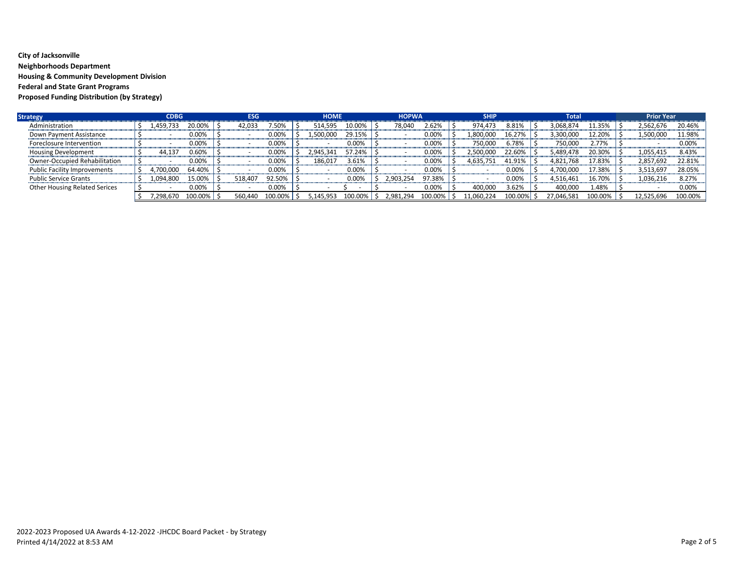**City of Jacksonville**

**Neighborhoods Department**

**Housing & Community Development Division**

**Federal and State Grant Programs**

**Proposed Funding Distribution (by Strategy)**

| Strategy | CDBG | | ESG | | HOME | | HOPWA | | SHIP | | Total | | Prior Year | |
|---|---|---|---|---|---|---|---|---|---|---|---|---|---|---|
| Administration | $ 1,459,733 | 20.00% | $ 42,033 | 7.50% | $ 514,595 | 10.00% | $ 78,040 | 2.62% | $ 974,473 | 8.81% | $ 3,068,874 | 11.35% | $ 2,562,676 | 20.46% |
| Down Payment Assistance | $ - | 0.00% | $ - | 0.00% | $ 1,500,000 | 29.15% | $ - | 0.00% | $ 1,800,000 | 16.27% | $ 3,300,000 | 12.20% | $ 1,500,000 | 11.98% |
| Foreclosure Intervention | $ - | 0.00% | $ - | 0.00% | $ - | 0.00% | $ - | 0.00% | $ 750,000 | 6.78% | $ 750,000 | 2.77% | $ - | 0.00% |
| Housing Development | $ 44,137 | 0.60% | $ - | 0.00% | $ 2,945,341 | 57.24% | $ - | 0.00% | $ 2,500,000 | 22.60% | $ 5,489,478 | 20.30% | $ 1,055,415 | 8.43% |
| Owner-Occupied Rehabilitation | $ - | 0.00% | $ - | 0.00% | $ 186,017 | 3.61% | $ - | 0.00% | $ 4,635,751 | 41.91% | $ 4,821,768 | 17.83% | $ 2,857,692 | 22.81% |
| Public Facility Improvements | $ 4,700,000 | 64.40% | $ - | 0.00% | $ - | 0.00% | $ - | 0.00% | $ - | 0.00% | $ 4,700,000 | 17.38% | $ 3,513,697 | 28.05% |
| Public Service Grants | $ 1,094,800 | 15.00% | $ 518,407 | 92.50% | $ - | 0.00% | $ 2,903,254 | 97.38% | $ - | 0.00% | $ 4,516,461 | 16.70% | $ 1,036,216 | 8.27% |
| Other Housing Related Serices | $ - | 0.00% | $ - | 0.00% | $ - | $ - | $ - | 0.00% | $ 400,000 | 3.62% | $ 400,000 | 1.48% | $ - | 0.00% |
| | $ 7,298,670 | 100.00% | $ 560,440 | 100.00% | $ 5,145,953 | 100.00% | $ 2,981,294 | 100.00% | $ 11,060,224 | 100.00% | $ 27,046,581 | 100.00% | $ 12,525,696 | 100.00% |

2022-2023 Proposed UA Awards 4-12-2022 -JHCDC Board Packet - by Strategy

Printed 4/14/2022 at 8:53 AM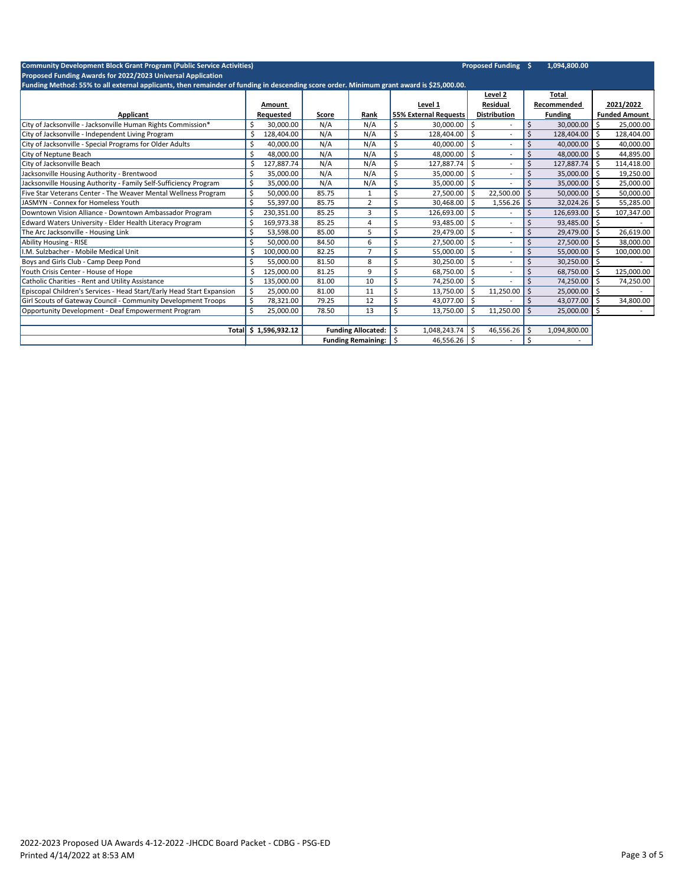**Community Development Block Grant Program (Public Service Activities)** — **Proposed Funding $ 1,094,800.00**

**Proposed Funding Awards for 2022/2023 Universal Application**

**Funding Method: 55% to all external applicants, then remainder of funding in descending score order. Minimum grant award is $25,000.00.**

| Applicant | Amount Requested | Score | Rank | Level 1 55% External Requests | Level 2 Residual Distribution | Total Recommended Funding | 2021/2022 Funded Amount |
|---|---|---|---|---|---|---|---|
| City of Jacksonville - Jacksonville Human Rights Commission* | $ 30,000.00 | N/A | N/A | $ 30,000.00 | $ - | $ 30,000.00 | $ 25,000.00 |
| City of Jacksonville - Independent Living Program | $ 128,404.00 | N/A | N/A | $ 128,404.00 | $ - | $ 128,404.00 | $ 128,404.00 |
| City of Jacksonville - Special Programs for Older Adults | $ 40,000.00 | N/A | N/A | $ 40,000.00 | $ - | $ 40,000.00 | $ 40,000.00 |
| City of Neptune Beach | $ 48,000.00 | N/A | N/A | $ 48,000.00 | $ - | $ 48,000.00 | $ 44,895.00 |
| City of Jacksonville Beach | $ 127,887.74 | N/A | N/A | $ 127,887.74 | $ - | $ 127,887.74 | $ 114,418.00 |
| Jacksonville Housing Authority - Brentwood | $ 35,000.00 | N/A | N/A | $ 35,000.00 | $ - | $ 35,000.00 | $ 19,250.00 |
| Jacksonville Housing Authority - Family Self-Sufficiency Program | $ 35,000.00 | N/A | N/A | $ 35,000.00 | $ - | $ 35,000.00 | $ 25,000.00 |
| Five Star Veterans Center - The Weaver Mental Wellness Program | $ 50,000.00 | 85.75 | 1 | $ 27,500.00 | $ 22,500.00 | $ 50,000.00 | $ 50,000.00 |
| JASMYN - Connex for Homeless Youth | $ 55,397.00 | 85.75 | 2 | $ 30,468.00 | $ 1,556.26 | $ 32,024.26 | $ 55,285.00 |
| Downtown Vision Alliance - Downtown Ambassador Program | $ 230,351.00 | 85.25 | 3 | $ 126,693.00 | $ - | $ 126,693.00 | $ 107,347.00 |
| Edward Waters University - Elder Health Literacy Program | $ 169,973.38 | 85.25 | 4 | $ 93,485.00 | $ - | $ 93,485.00 | $ - |
| The Arc Jacksonville - Housing Link | $ 53,598.00 | 85.00 | 5 | $ 29,479.00 | $ - | $ 29,479.00 | $ 26,619.00 |
| Ability Housing - RISE | $ 50,000.00 | 84.50 | 6 | $ 27,500.00 | $ - | $ 27,500.00 | $ 38,000.00 |
| I.M. Sulzbacher - Mobile Medical Unit | $ 100,000.00 | 82.25 | 7 | $ 55,000.00 | $ - | $ 55,000.00 | $ 100,000.00 |
| Boys and Girls Club - Camp Deep Pond | $ 55,000.00 | 81.50 | 8 | $ 30,250.00 | $ - | $ 30,250.00 | $ - |
| Youth Crisis Center - House of Hope | $ 125,000.00 | 81.25 | 9 | $ 68,750.00 | $ - | $ 68,750.00 | $ 125,000.00 |
| Catholic Charities - Rent and Utility Assistance | $ 135,000.00 | 81.00 | 10 | $ 74,250.00 | $ - | $ 74,250.00 | $ 74,250.00 |
| Episcopal Children's Services - Head Start/Early Head Start Expansion | $ 25,000.00 | 81.00 | 11 | $ 13,750.00 | $ 11,250.00 | $ 25,000.00 | $ - |
| Girl Scouts of Gateway Council - Community Development Troops | $ 78,321.00 | 79.25 | 12 | $ 43,077.00 | $ - | $ 43,077.00 | $ 34,800.00 |
| Opportunity Development - Deaf Empowerment Program | $ 25,000.00 | 78.50 | 13 | $ 13,750.00 | $ 11,250.00 | $ 25,000.00 | $ - |
| | | | | | | | |
| **Total** | $ 1,596,932.12 | **Funding Allocated:** | | $ 1,048,243.74 | $ 46,556.26 | $ 1,094,800.00 | |
| | | **Funding Remaining:** | | $ 46,556.26 | $ - | $ - | |

2022-2023 Proposed UA Awards 4-12-2022 -JHCDC Board Packet - CDBG - PSG-ED

Printed 4/14/2022 at 8:53 AM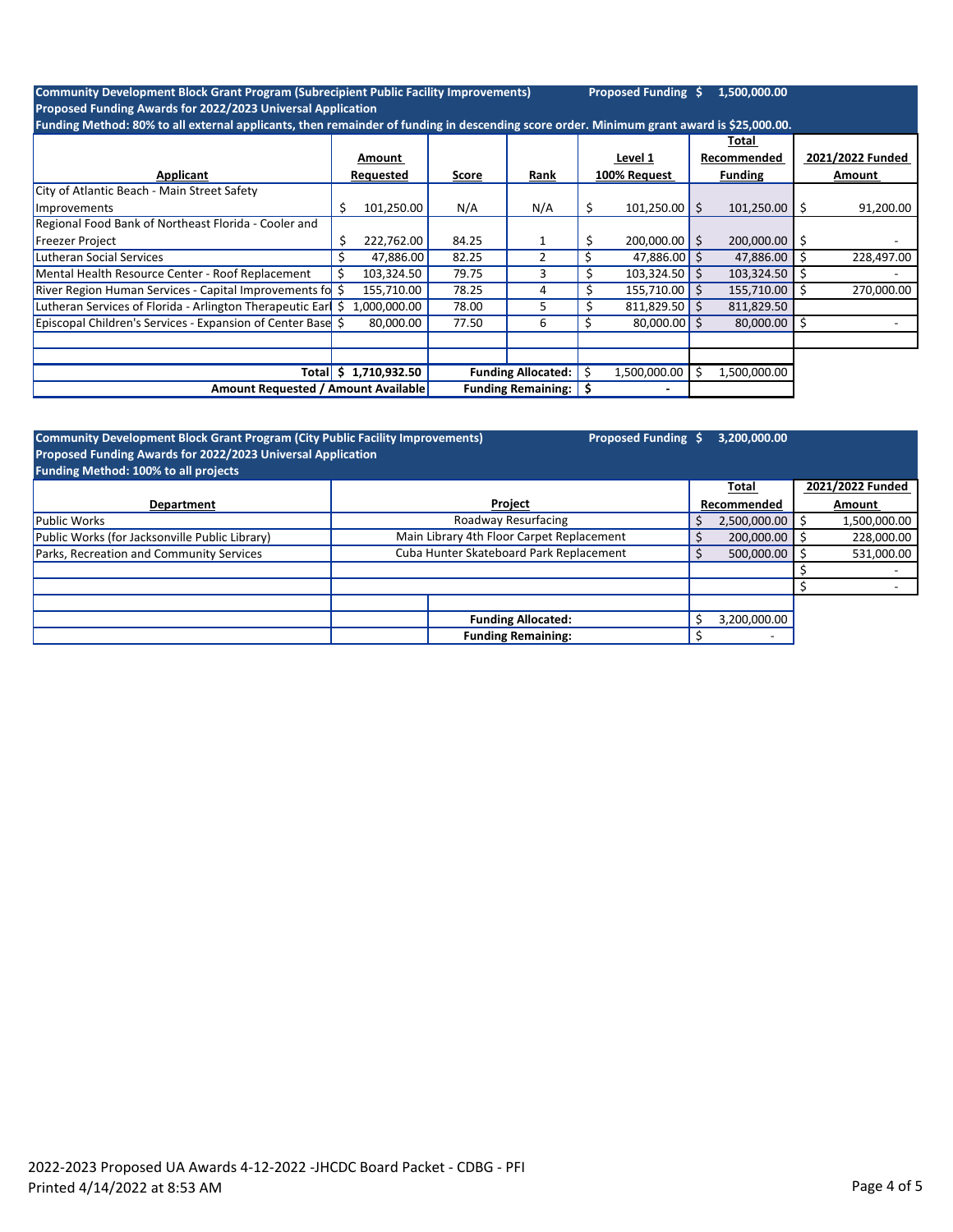**Community Development Block Grant Program (Subrecipient Public Facility Improvements)** **Proposed Funding $ 1,500,000.00**

**Proposed Funding Awards for 2022/2023 Universal Application**

**Funding Method: 80% to all external applicants, then remainder of funding in descending score order. Minimum grant award is $25,000.00.**

| Applicant | Amount Requested | Score | Rank | Level 1 100% Request | Total Recommended Funding | 2021/2022 Funded Amount |
|---|---|---|---|---|---|---|
| City of Atlantic Beach - Main Street Safety Improvements | $ 101,250.00 | N/A | N/A | $ 101,250.00 | $ 101,250.00 | $ 91,200.00 |
| Regional Food Bank of Northeast Florida - Cooler and Freezer Project | $ 222,762.00 | 84.25 | 1 | $ 200,000.00 | $ 200,000.00 | $ - |
| Lutheran Social Services | $ 47,886.00 | 82.25 | 2 | $ 47,886.00 | $ 47,886.00 | $ 228,497.00 |
| Mental Health Resource Center - Roof Replacement | $ 103,324.50 | 79.75 | 3 | $ 103,324.50 | $ 103,324.50 | $ - |
| River Region Human Services - Capital Improvements fo | $ 155,710.00 | 78.25 | 4 | $ 155,710.00 | $ 155,710.00 | $ 270,000.00 |
| Lutheran Services of Florida - Arlington Therapeutic Earl | $ 1,000,000.00 | 78.00 | 5 | $ 811,829.50 | $ 811,829.50 | |
| Episcopal Children's Services - Expansion of Center Base | $ 80,000.00 | 77.50 | 6 | $ 80,000.00 | $ 80,000.00 | $ - |
| | | | | | | |
| | | | | | | |
| **Total** | **$ 1,710,932.50** | **Funding Allocated:** | | $ 1,500,000.00 | $ 1,500,000.00 | |
| **Amount Requested / Amount Available** | | **Funding Remaining:** | | **$ -** | | |

**Community Development Block Grant Program (City Public Facility Improvements)** **Proposed Funding $ 3,200,000.00**

**Proposed Funding Awards for 2022/2023 Universal Application**

**Funding Method: 100% to all projects**

| Department | Project | Total Recommended | 2021/2022 Funded Amount |
|---|---|---|---|
| Public Works | Roadway Resurfacing | $ 2,500,000.00 | $ 1,500,000.00 |
| Public Works (for Jacksonville Public Library) | Main Library 4th Floor Carpet Replacement | $ 200,000.00 | $ 228,000.00 |
| Parks, Recreation and Community Services | Cuba Hunter Skateboard Park Replacement | $ 500,000.00 | $ 531,000.00 |
| | | | $ - |
| | | | $ - |
| | | | |
| | **Funding Allocated:** | $ 3,200,000.00 | |
| | **Funding Remaining:** | $ - | |

2022-2023 Proposed UA Awards 4-12-2022 -JHCDC Board Packet - CDBG - PFI

Printed 4/14/2022 at 8:53 AM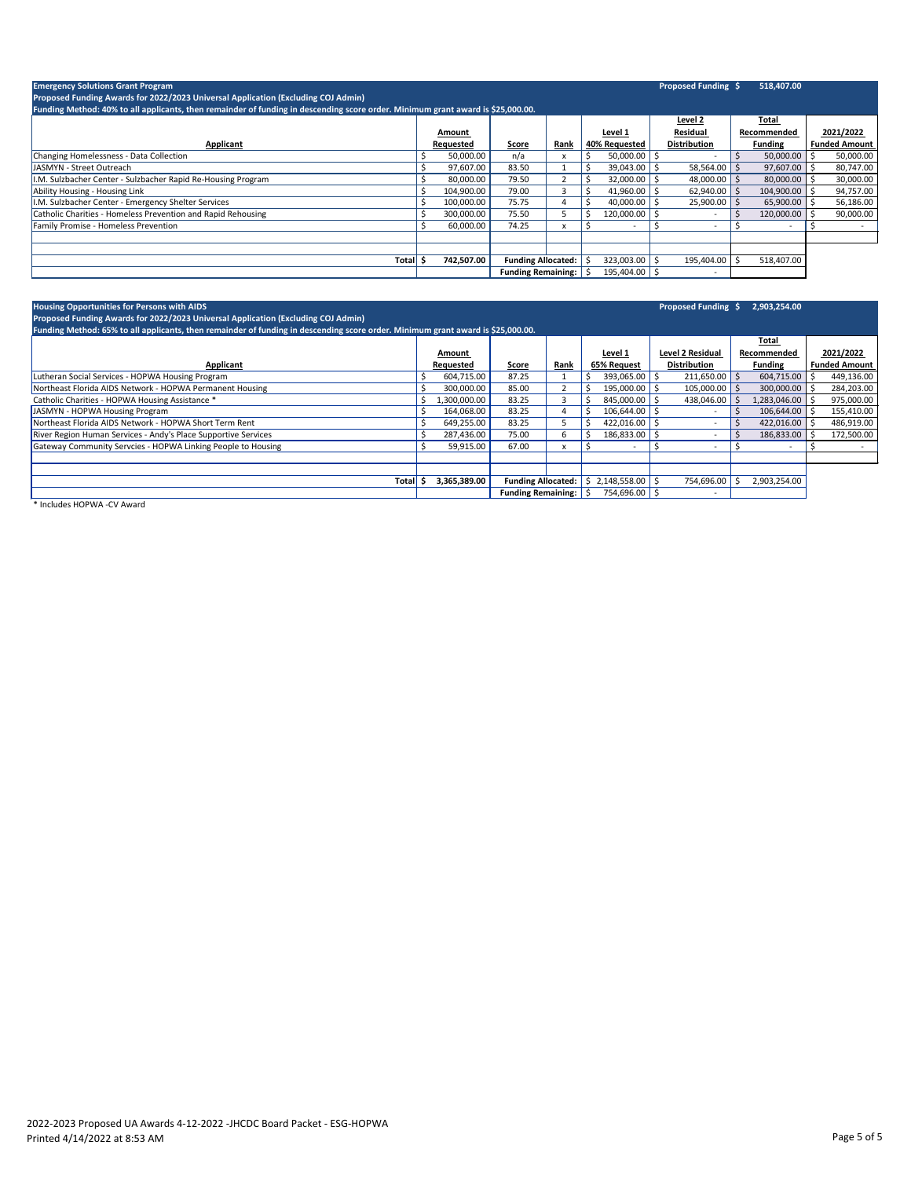**Emergency Solutions Grant Program** | **Proposed Funding $ 518,407.00**

**Proposed Funding Awards for 2022/2023 Universal Application (Excluding COJ Admin)**

**Funding Method: 40% to all applicants, then remainder of funding in descending score order. Minimum grant award is $25,000.00.**

| Applicant | Amount Requested | Score | Rank | Level 1 40% Requested | Level 2 Residual Distribution | Total Recommended Funding | 2021/2022 Funded Amount |
|---|---|---|---|---|---|---|---|
| Changing Homelessness - Data Collection | $ 50,000.00 | n/a | x | $ 50,000.00 | $ - | $ 50,000.00 | $ 50,000.00 |
| JASMYN - Street Outreach | $ 97,607.00 | 83.50 | 1 | $ 39,043.00 | $ 58,564.00 | $ 97,607.00 | $ 80,747.00 |
| I.M. Sulzbacher Center - Sulzbacher Rapid Re-Housing Program | $ 80,000.00 | 79.50 | 2 | $ 32,000.00 | $ 48,000.00 | $ 80,000.00 | $ 30,000.00 |
| Ability Housing - Housing Link | $ 104,900.00 | 79.00 | 3 | $ 41,960.00 | $ 62,940.00 | $ 104,900.00 | $ 94,757.00 |
| I.M. Sulzbacher Center - Emergency Shelter Services | $ 100,000.00 | 75.75 | 4 | $ 40,000.00 | $ 25,900.00 | $ 65,900.00 | $ 56,186.00 |
| Catholic Charities - Homeless Prevention and Rapid Rehousing | $ 300,000.00 | 75.50 | 5 | $ 120,000.00 | $ - | $ 120,000.00 | $ 90,000.00 |
| Family Promise - Homeless Prevention | $ 60,000.00 | 74.25 | x | $ - | $ - | $ - | $ - |
| | | | | | | | |
| | | | | | | | |
| Total | $ 742,507.00 | Funding Allocated: | | $ 323,003.00 | $ 195,404.00 | $ 518,407.00 | |
| | | Funding Remaining: | | $ 195,404.00 | $ - | | |

**Housing Opportunities for Persons with AIDS** | **Proposed Funding $ 2,903,254.00**

**Proposed Funding Awards for 2022/2023 Universal Application (Excluding COJ Admin)**

**Funding Method: 65% to all applicants, then remainder of funding in descending score order. Minimum grant award is $25,000.00.**

| Applicant | Amount Requested | Score | Rank | Level 1 65% Request | Level 2 Residual Distribution | Total Recommended Funding | 2021/2022 Funded Amount |
|---|---|---|---|---|---|---|---|
| Lutheran Social Services - HOPWA Housing Program | $ 604,715.00 | 87.25 | 1 | $ 393,065.00 | $ 211,650.00 | $ 604,715.00 | $ 449,136.00 |
| Northeast Florida AIDS Network - HOPWA Permanent Housing | $ 300,000.00 | 85.00 | 2 | $ 195,000.00 | $ 105,000.00 | $ 300,000.00 | $ 284,203.00 |
| Catholic Charities - HOPWA Housing Assistance * | $ 1,300,000.00 | 83.25 | 3 | $ 845,000.00 | $ 438,046.00 | $ 1,283,046.00 | $ 975,000.00 |
| JASMYN - HOPWA Housing Program | $ 164,068.00 | 83.25 | 4 | $ 106,644.00 | $ - | $ 106,644.00 | $ 155,410.00 |
| Northeast Florida AIDS Network - HOPWA Short Term Rent | $ 649,255.00 | 83.25 | 5 | $ 422,016.00 | $ - | $ 422,016.00 | $ 486,919.00 |
| River Region Human Services - Andy's Place Supportive Services | $ 287,436.00 | 75.00 | 6 | $ 186,833.00 | $ - | $ 186,833.00 | $ 172,500.00 |
| Gateway Community Servcies - HOPWA Linking People to Housing | $ 59,915.00 | 67.00 | x | $ - | $ - | $ - | $ - |
| | | | | | | | |
| Total | $ 3,365,389.00 | Funding Allocated: | | $ 2,148,558.00 | $ 754,696.00 | $ 2,903,254.00 | |
| | | Funding Remaining: | | $ 754,696.00 | $ - | | |

* Includes HOPWA -CV Award

2022-2023 Proposed UA Awards 4-12-2022 -JHCDC Board Packet - ESG-HOPWA
Printed 4/14/2022 at 8:53 AM